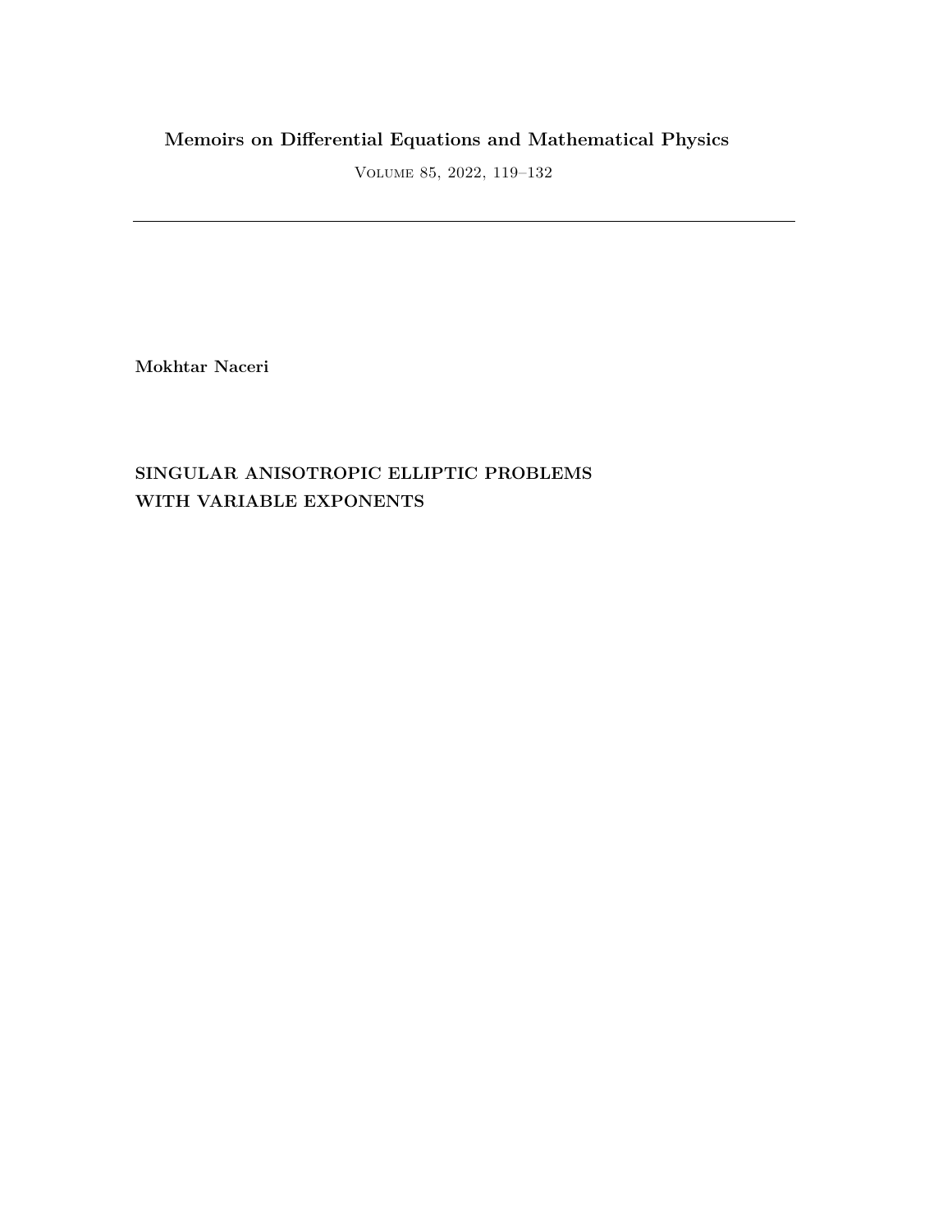**Memoirs on Differential Equations and Mathematical Physics**

Volume 85, 2022, 119–132

---

**Mokhtar Naceri**

# SINGULAR ANISOTROPIC ELLIPTIC PROBLEMS WITH VARIABLE EXPONENTS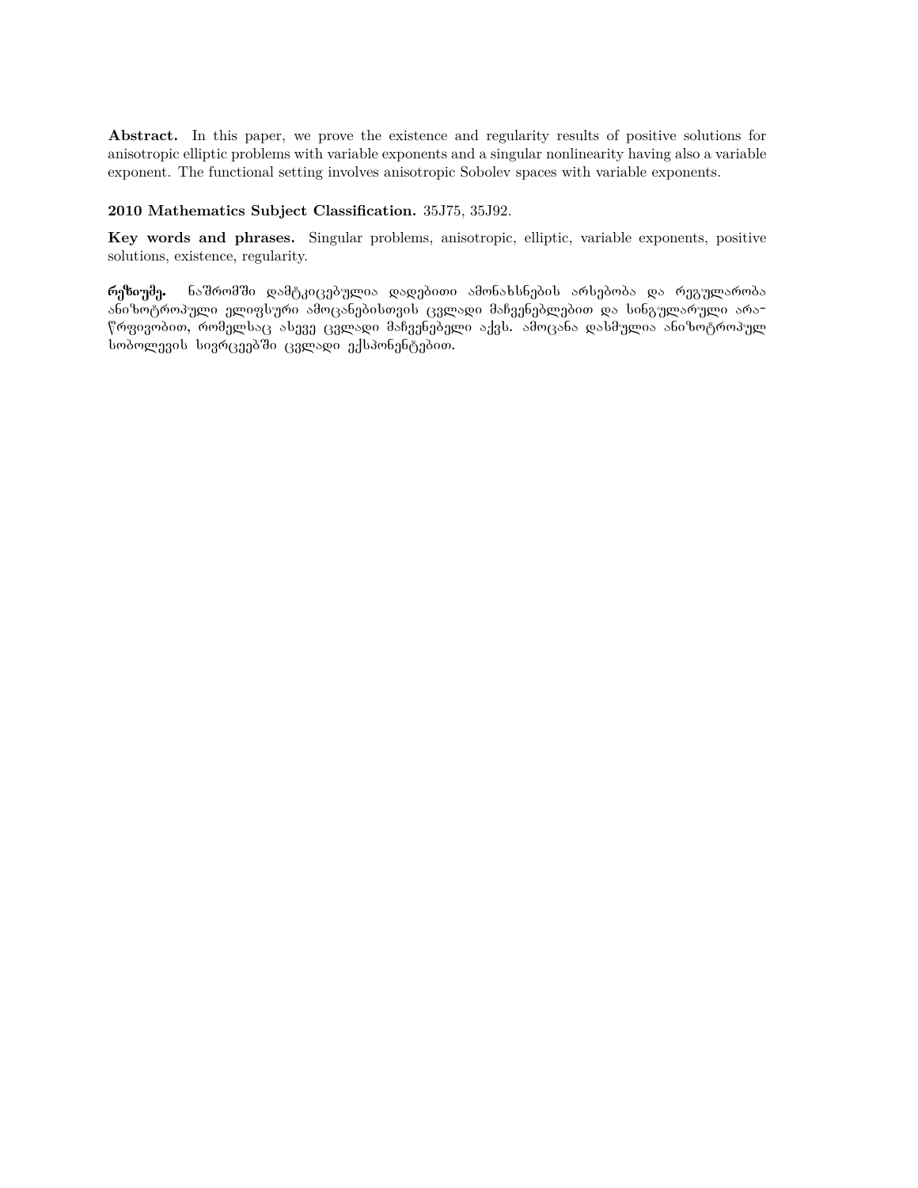**Abstract.** In this paper, we prove the existence and regularity results of positive solutions for anisotropic elliptic problems with variable exponents and a singular nonlinearity having also a variable exponent. The functional setting involves anisotropic Sobolev spaces with variable exponents.

**2010 Mathematics Subject Classification.** 35J75, 35J92.

**Key words and phrases.** Singular problems, anisotropic, elliptic, variable exponents, positive solutions, existence, regularity.

**რეზიუმე.** ნაშრომში დამტკიცებულია დადებითი ამონახსნების არსებობა და რეგულარობა ანიზოტროპული ელიფსური ამოცანებისთვის ცვლადი მაჩვენებლებით და სინგულარული არა-წრფივობით, რომელსაც ასევე ცვლადი მაჩვენებელი აქვს. ამოცანა დასმულია ანიზოტროპულ სობოლევის სივრცეებში ცვლადი ექსპონენტებით.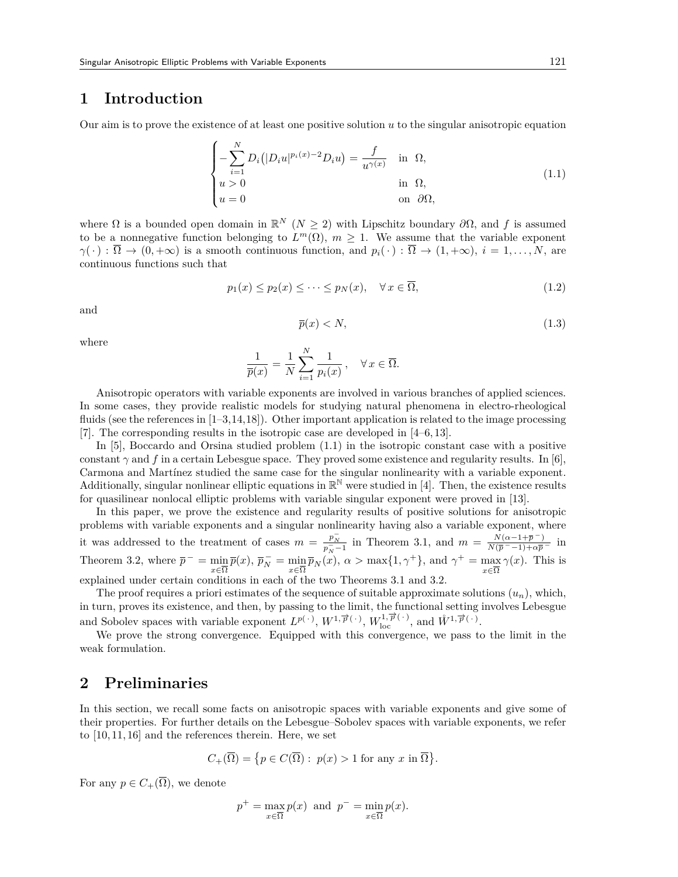# 1 Introduction

Our aim is to prove the existence of at least one positive solution $u$ to the singular anisotropic equation

$$
\begin{cases}
-\displaystyle\sum_{i=1}^{N} D_i\big(|D_i u|^{p_i(x)-2} D_i u\big) = \dfrac{f}{u^{\gamma(x)}} & \text{in } \Omega, \\
u > 0 & \text{in } \Omega, \\
u = 0 & \text{on } \partial\Omega,
\end{cases}
\tag{1.1}
$$

where $\Omega$ is a bounded open domain in $\mathbb{R}^N$ ($N \geq 2$) with Lipschitz boundary $\partial\Omega$, and $f$ is assumed to be a nonnegative function belonging to $L^m(\Omega)$, $m \geq 1$. We assume that the variable exponent $\gamma(\,\cdot\,) : \overline{\Omega} \to (0, +\infty)$ is a smooth continuous function, and $p_i(\,\cdot\,) : \overline{\Omega} \to (1, +\infty)$, $i = 1, \ldots, N$, are continuous functions such that

$$
p_1(x) \leq p_2(x) \leq \cdots \leq p_N(x), \quad \forall\, x \in \overline{\Omega},
\tag{1.2}
$$

and

$$
\overline{p}(x) < N,
\tag{1.3}
$$

where

$$
\frac{1}{\overline{p}(x)} = \frac{1}{N} \sum_{i=1}^{N} \frac{1}{p_i(x)}\,, \quad \forall\, x \in \overline{\Omega}.
$$

Anisotropic operators with variable exponents are involved in various branches of applied sciences. In some cases, they provide realistic models for studying natural phenomena in electro-rheological fluids (see the references in [1–3,14,18]). Other important application is related to the image processing [7]. The corresponding results in the isotropic case are developed in [4–6,13].

In [5], Boccardo and Orsina studied problem (1.1) in the isotropic constant case with a positive constant $\gamma$ and $f$ in a certain Lebesgue space. They proved some existence and regularity results. In [6], Carmona and Martínez studied the same case for the singular nonlinearity with a variable exponent. Additionally, singular nonlinear elliptic equations in $\mathbb{R}^{\mathbb{N}}$ were studied in [4]. Then, the existence results for quasilinear nonlocal elliptic problems with variable singular exponent were proved in [13].

In this paper, we prove the existence and regularity results of positive solutions for anisotropic problems with variable exponents and a singular nonlinearity having also a variable exponent, where it was addressed to the treatment of cases $m = \frac{\overline{p}_N^-}{\overline{p}_N^- - 1}$ in Theorem 3.1, and $m = \frac{N(\alpha - 1 + \overline{p}^-)}{N(\overline{p}^- - 1) + \alpha \overline{p}^-}$ in Theorem 3.2, where $\overline{p}^- = \min\limits_{x \in \overline{\Omega}} \overline{p}(x)$, $\overline{p}_N^- = \min\limits_{x \in \overline{\Omega}} \overline{p}_N(x)$, $\alpha > \max\{1, \gamma^+\}$, and $\gamma^+ = \max\limits_{x \in \overline{\Omega}} \gamma(x)$. This is explained under certain conditions in each of the two Theorems 3.1 and 3.2.

The proof requires a priori estimates of the sequence of suitable approximate solutions $(u_n)$, which, in turn, proves its existence, and then, by passing to the limit, the functional setting involves Lebesgue and Sobolev spaces with variable exponent $L^{p(\,\cdot\,)}$, $W^{1,\overrightarrow{p}(\,\cdot\,)}$, $W^{1,\overrightarrow{p}(\,\cdot\,)}_{\text{loc}}$, and $\mathring{W}^{1,\overrightarrow{p}(\,\cdot\,)}$.

We prove the strong convergence. Equipped with this convergence, we pass to the limit in the weak formulation.

# 2 Preliminaries

In this section, we recall some facts on anisotropic spaces with variable exponents and give some of their properties. For further details on the Lebesgue–Sobolev spaces with variable exponents, we refer to [10,11,16] and the references therein. Here, we set

$$
C_+(\overline{\Omega}) = \big\{ p \in C(\overline{\Omega}) : \ p(x) > 1 \text{ for any } x \text{ in } \overline{\Omega} \big\}.
$$

For any $p \in C_+(\overline{\Omega})$, we denote

$$
p^+ = \max_{x \in \overline{\Omega}} p(x) \ \text{ and } \ p^- = \min_{x \in \overline{\Omega}} p(x).
$$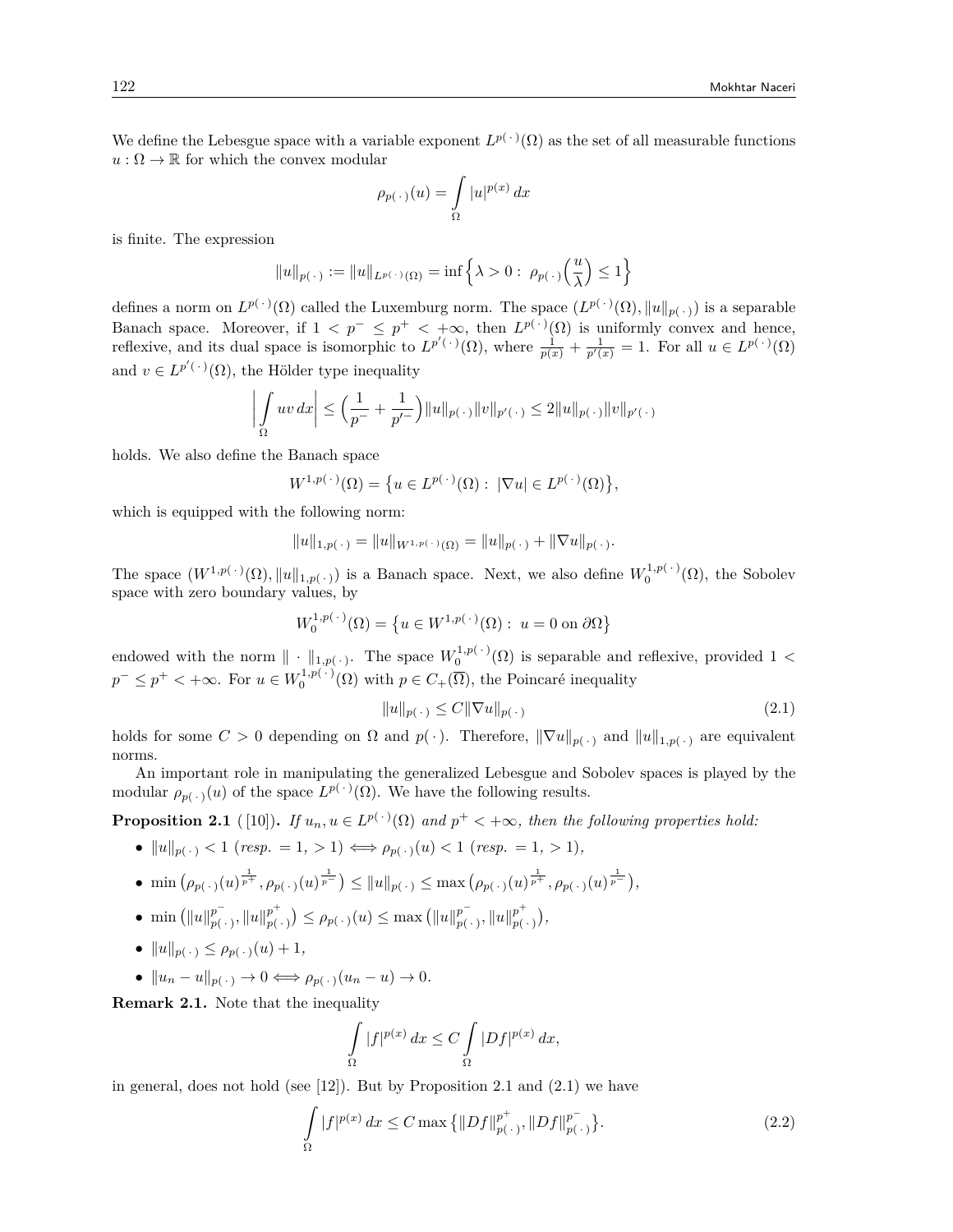We define the Lebesgue space with a variable exponent $L^{p(\,\cdot\,)}(\Omega)$ as the set of all measurable functions $u : \Omega \to \mathbb{R}$ for which the convex modular

$$\rho_{p(\,\cdot\,)}(u) = \int\limits_{\Omega} |u|^{p(x)}\, dx$$

is finite. The expression

$$\|u\|_{p(\,\cdot\,)} := \|u\|_{L^{p(\,\cdot\,)}(\Omega)} = \inf\Big\{\lambda > 0 :\ \rho_{p(\,\cdot\,)}\Big(\frac{u}{\lambda}\Big) \leq 1\Big\}$$

defines a norm on $L^{p(\,\cdot\,)}(\Omega)$ called the Luxemburg norm. The space $(L^{p(\,\cdot\,)}(\Omega), \|u\|_{p(\,\cdot\,)})$ is a separable Banach space. Moreover, if $1 < p^- \leq p^+ < +\infty$, then $L^{p(\,\cdot\,)}(\Omega)$ is uniformly convex and hence, reflexive, and its dual space is isomorphic to $L^{p'(\,\cdot\,)}(\Omega)$, where $\frac{1}{p(x)} + \frac{1}{p'(x)} = 1$. For all $u \in L^{p(\,\cdot\,)}(\Omega)$ and $v \in L^{p'(\,\cdot\,)}(\Omega)$, the Hölder type inequality

$$\Big|\int\limits_{\Omega} uv\, dx\Big| \leq \Big(\frac{1}{p^-} + \frac{1}{p'^-}\Big)\|u\|_{p(\,\cdot\,)}\|v\|_{p'(\,\cdot\,)} \leq 2\|u\|_{p(\,\cdot\,)}\|v\|_{p'(\,\cdot\,)}$$

holds. We also define the Banach space

$$W^{1,p(\,\cdot\,)}(\Omega) = \big\{u \in L^{p(\,\cdot\,)}(\Omega) :\ |\nabla u| \in L^{p(\,\cdot\,)}(\Omega)\big\},$$

which is equipped with the following norm:

$$\|u\|_{1,p(\,\cdot\,)} = \|u\|_{W^{1,p(\,\cdot\,)}(\Omega)} = \|u\|_{p(\,\cdot\,)} + \|\nabla u\|_{p(\,\cdot\,)}.$$

The space $(W^{1,p(\,\cdot\,)}(\Omega), \|u\|_{1,p(\,\cdot\,)})$ is a Banach space. Next, we also define $W_0^{1,p(\,\cdot\,)}(\Omega)$, the Sobolev space with zero boundary values, by

$$W_0^{1,p(\,\cdot\,)}(\Omega) = \big\{u \in W^{1,p(\,\cdot\,)}(\Omega) :\ u = 0 \text{ on } \partial\Omega\big\}$$

endowed with the norm $\|\cdot\|_{1,p(\,\cdot\,)}$. The space $W_0^{1,p(\,\cdot\,)}(\Omega)$ is separable and reflexive, provided $1 < p^- \leq p^+ < +\infty$. For $u \in W_0^{1,p(\,\cdot\,)}(\Omega)$ with $p \in C_+(\overline{\Omega})$, the Poincaré inequality

$$\|u\|_{p(\,\cdot\,)} \leq C\|\nabla u\|_{p(\,\cdot\,)} \tag{2.1}$$

holds for some $C > 0$ depending on $\Omega$ and $p(\,\cdot\,)$. Therefore, $\|\nabla u\|_{p(\,\cdot\,)}$ and $\|u\|_{1,p(\,\cdot\,)}$ are equivalent norms.

An important role in manipulating the generalized Lebesgue and Sobolev spaces is played by the modular $\rho_{p(\,\cdot\,)}(u)$ of the space $L^{p(\,\cdot\,)}(\Omega)$. We have the following results.

**Proposition 2.1** ([10]). *If $u_n, u \in L^{p(\,\cdot\,)}(\Omega)$ and $p^+ < +\infty$, then the following properties hold:*

- $\|u\|_{p(\,\cdot\,)} < 1$ (*resp.* $= 1, > 1$) $\Longleftrightarrow \rho_{p(\,\cdot\,)}(u) < 1$ (*resp.* $= 1, > 1$),
- $\min\big(\rho_{p(\,\cdot\,)}(u)^{\frac{1}{p^+}}, \rho_{p(\,\cdot\,)}(u)^{\frac{1}{p^-}}\big) \leq \|u\|_{p(\,\cdot\,)} \leq \max\big(\rho_{p(\,\cdot\,)}(u)^{\frac{1}{p^+}}, \rho_{p(\,\cdot\,)}(u)^{\frac{1}{p^-}}\big)$,
- $\min\big(\|u\|_{p(\,\cdot\,)}^{p^-}, \|u\|_{p(\,\cdot\,)}^{p^+}\big) \leq \rho_{p(\,\cdot\,)}(u) \leq \max\big(\|u\|_{p(\,\cdot\,)}^{p^-}, \|u\|_{p(\,\cdot\,)}^{p^+}\big)$,
- $\|u\|_{p(\,\cdot\,)} \leq \rho_{p(\,\cdot\,)}(u) + 1$,
- $\|u_n - u\|_{p(\,\cdot\,)} \to 0 \Longleftrightarrow \rho_{p(\,\cdot\,)}(u_n - u) \to 0$.

**Remark 2.1.** Note that the inequality

$$\int\limits_{\Omega} |f|^{p(x)}\, dx \leq C \int\limits_{\Omega} |Df|^{p(x)}\, dx,$$

in general, does not hold (see [12]). But by Proposition 2.1 and (2.1) we have

$$\int\limits_{\Omega} |f|^{p(x)}\, dx \leq C \max\big\{\|Df\|_{p(\,\cdot\,)}^{p^+}, \|Df\|_{p(\,\cdot\,)}^{p^-}\big\}. \tag{2.2}$$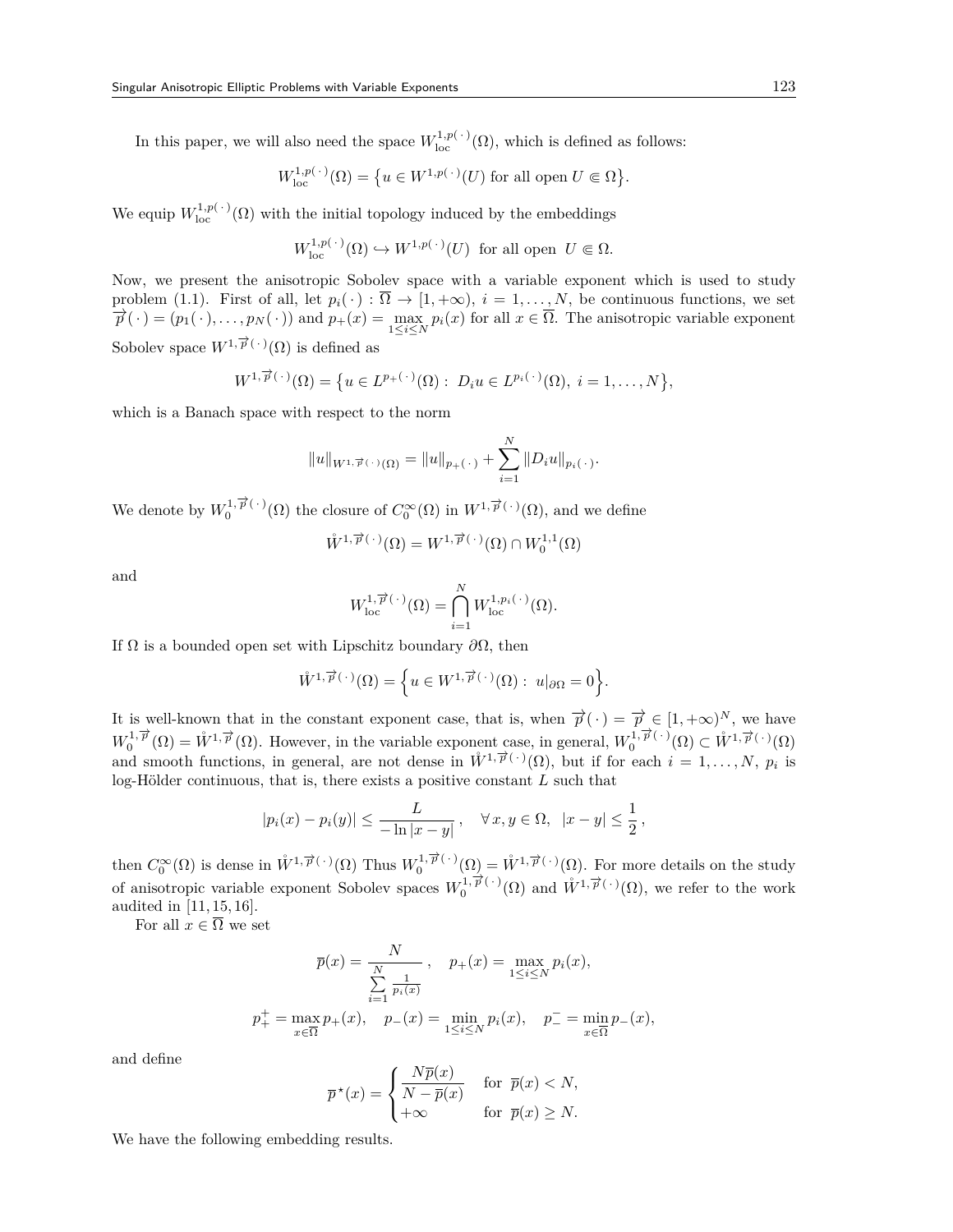In this paper, we will also need the space $W^{1,p(\,\cdot\,)}_{\mathrm{loc}}(\Omega)$, which is defined as follows:

$$W^{1,p(\,\cdot\,)}_{\mathrm{loc}}(\Omega) = \big\{u \in W^{1,p(\,\cdot\,)}(U) \text{ for all open } U \Subset \Omega\big\}.$$

We equip $W^{1,p(\,\cdot\,)}_{\mathrm{loc}}(\Omega)$ with the initial topology induced by the embeddings

$$W^{1,p(\,\cdot\,)}_{\mathrm{loc}}(\Omega) \hookrightarrow W^{1,p(\,\cdot\,)}(U) \ \text{ for all open } \ U \Subset \Omega.$$

Now, we present the anisotropic Sobolev space with a variable exponent which is used to study problem (1.1). First of all, let $p_i(\,\cdot\,) : \overline{\Omega} \to [1,+\infty)$, $i = 1,\dots,N$, be continuous functions, we set $\overrightarrow{p}(\,\cdot\,) = (p_1(\,\cdot\,),\dots,p_N(\,\cdot\,))$ and $p_+(x) = \max\limits_{1\le i\le N} p_i(x)$ for all $x \in \overline{\Omega}$. The anisotropic variable exponent Sobolev space $W^{1,\overrightarrow{p}(\,\cdot\,)}(\Omega)$ is defined as

$$W^{1,\overrightarrow{p}(\,\cdot\,)}(\Omega) = \big\{u \in L^{p_+(\,\cdot\,)}(\Omega) :\ D_i u \in L^{p_i(\,\cdot\,)}(\Omega),\ i = 1,\dots,N\big\},$$

which is a Banach space with respect to the norm

$$\|u\|_{W^{1,\overrightarrow{p}(\,\cdot\,)}(\Omega)} = \|u\|_{p_+(\,\cdot\,)} + \sum_{i=1}^{N} \|D_i u\|_{p_i(\,\cdot\,)}.$$

We denote by $W^{1,\overrightarrow{p}(\,\cdot\,)}_0(\Omega)$ the closure of $C_0^\infty(\Omega)$ in $W^{1,\overrightarrow{p}(\,\cdot\,)}(\Omega)$, and we define

$$\mathring{W}^{1,\overrightarrow{p}(\,\cdot\,)}(\Omega) = W^{1,\overrightarrow{p}(\,\cdot\,)}(\Omega) \cap W^{1,1}_0(\Omega)$$

and

$$W^{1,\overrightarrow{p}(\,\cdot\,)}_{\mathrm{loc}}(\Omega) = \bigcap_{i=1}^{N} W^{1,p_i(\,\cdot\,)}_{\mathrm{loc}}(\Omega).$$

If $\Omega$ is a bounded open set with Lipschitz boundary $\partial\Omega$, then

$$\mathring{W}^{1,\overrightarrow{p}(\,\cdot\,)}(\Omega) = \Big\{u \in W^{1,\overrightarrow{p}(\,\cdot\,)}(\Omega) :\ u|_{\partial\Omega} = 0\Big\}.$$

It is well-known that in the constant exponent case, that is, when $\overrightarrow{p}(\,\cdot\,) = \overrightarrow{p} \in [1,+\infty)^N$, we have $W^{1,\overrightarrow{p}}_0(\Omega) = \mathring{W}^{1,\overrightarrow{p}}(\Omega)$. However, in the variable exponent case, in general, $W^{1,\overrightarrow{p}(\,\cdot\,)}_0(\Omega) \subset \mathring{W}^{1,\overrightarrow{p}(\,\cdot\,)}(\Omega)$ and smooth functions, in general, are not dense in $\mathring{W}^{1,\overrightarrow{p}(\,\cdot\,)}(\Omega)$, but if for each $i = 1,\dots,N$, $p_i$ is log-Hölder continuous, that is, there exists a positive constant $L$ such that

$$|p_i(x) - p_i(y)| \le \frac{L}{-\ln|x-y|}\,, \quad \forall\, x,y \in \Omega,\ \ |x-y| \le \frac{1}{2}\,,$$

then $C_0^\infty(\Omega)$ is dense in $\mathring{W}^{1,\overrightarrow{p}(\,\cdot\,)}(\Omega)$ Thus $W^{1,\overrightarrow{p}(\,\cdot\,)}_0(\Omega) = \mathring{W}^{1,\overrightarrow{p}(\,\cdot\,)}(\Omega)$. For more details on the study of anisotropic variable exponent Sobolev spaces $W^{1,\overrightarrow{p}(\,\cdot\,)}_0(\Omega)$ and $\mathring{W}^{1,\overrightarrow{p}(\,\cdot\,)}(\Omega)$, we refer to the work audited in [11, 15, 16].

For all $x \in \overline{\Omega}$ we set

$$\overline{p}(x) = \frac{N}{\sum\limits_{i=1}^{N} \frac{1}{p_i(x)}}\,, \quad p_+(x) = \max_{1\le i\le N} p_i(x),$$

$$p_+^+ = \max_{x\in\overline{\Omega}} p_+(x), \quad p_-(x) = \min_{1\le i\le N} p_i(x), \quad p_-^- = \min_{x\in\overline{\Omega}} p_-(x),$$

and define

$$\overline{p}^{\,\star}(x) = \begin{cases} \dfrac{N\overline{p}(x)}{N - \overline{p}(x)} & \text{for } \ \overline{p}(x) < N, \\ +\infty & \text{for } \ \overline{p}(x) \ge N. \end{cases}$$

We have the following embedding results.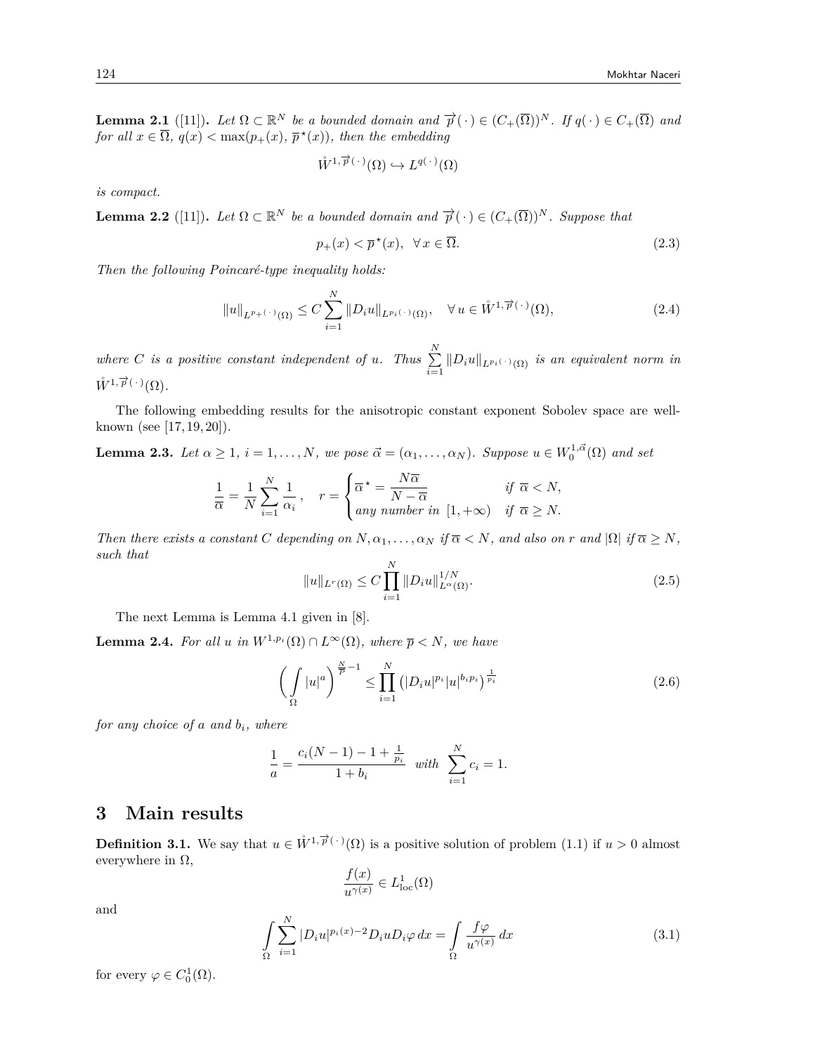**Lemma 2.1** ([11])**.** *Let $\Omega \subset \mathbb{R}^N$ be a bounded domain and $\overrightarrow{p}(\cdot) \in (C_+(\overline{\Omega}))^N$. If $q(\cdot) \in C_+(\overline{\Omega})$ and for all $x \in \overline{\Omega}$, $q(x) < \max(p_+(x), \overline{p}^\star(x))$, then the embedding*

$$\mathring{W}^{1,\overrightarrow{p}(\cdot)}(\Omega) \hookrightarrow L^{q(\cdot)}(\Omega)$$

*is compact.*

**Lemma 2.2** ([11])**.** *Let $\Omega \subset \mathbb{R}^N$ be a bounded domain and $\overrightarrow{p}(\cdot) \in (C_+(\overline{\Omega}))^N$. Suppose that*

$$p_+(x) < \overline{p}^\star(x), \quad \forall\, x \in \overline{\Omega}. \tag{2.3}$$

*Then the following Poincaré-type inequality holds:*

$$\|u\|_{L^{p_+(\cdot)}(\Omega)} \le C \sum_{i=1}^{N} \|D_i u\|_{L^{p_i(\cdot)}(\Omega)}, \quad \forall\, u \in \mathring{W}^{1,\overrightarrow{p}(\cdot)}(\Omega), \tag{2.4}$$

*where $C$ is a positive constant independent of $u$. Thus $\sum\limits_{i=1}^{N} \|D_i u\|_{L^{p_i(\cdot)}(\Omega)}$ is an equivalent norm in $\mathring{W}^{1,\overrightarrow{p}(\cdot)}(\Omega)$.*

The following embedding results for the anisotropic constant exponent Sobolev space are well-known (see [17, 19, 20]).

**Lemma 2.3.** *Let $\alpha \ge 1$, $i = 1, \dots, N$, we pose $\vec{\alpha} = (\alpha_1, \dots, \alpha_N)$. Suppose $u \in W_0^{1,\vec{\alpha}}(\Omega)$ and set*

$$\frac{1}{\overline{\alpha}} = \frac{1}{N} \sum_{i=1}^{N} \frac{1}{\alpha_i}\,, \quad r = \begin{cases} \overline{\alpha}^\star = \dfrac{N\overline{\alpha}}{N - \overline{\alpha}} & \text{if } \overline{\alpha} < N, \\ \text{any number in } [1, +\infty) & \text{if } \overline{\alpha} \ge N. \end{cases}$$

*Then there exists a constant $C$ depending on $N, \alpha_1, \dots, \alpha_N$ if $\overline{\alpha} < N$, and also on $r$ and $|\Omega|$ if $\overline{\alpha} \ge N$, such that*

$$\|u\|_{L^r(\Omega)} \le C \prod_{i=1}^{N} \|D_i u\|_{L^{\alpha}(\Omega)}^{1/N}. \tag{2.5}$$

The next Lemma is Lemma 4.1 given in [8].

**Lemma 2.4.** *For all $u$ in $W^{1,p_i}(\Omega) \cap L^\infty(\Omega)$, where $\overline{p} < N$, we have*

$$\left( \int\limits_{\Omega} |u|^a \right)^{\frac{N}{\overline{p}} - 1} \le \prod_{i=1}^{N} \left( |D_i u|^{p_i} |u|^{b_i p_i} \right)^{\frac{1}{p_i}} \tag{2.6}$$

*for any choice of $a$ and $b_i$, where*

$$\frac{1}{a} = \frac{c_i(N-1) - 1 + \frac{1}{p_i}}{1 + b_i} \quad \text{with} \quad \sum_{i=1}^{N} c_i = 1.$$

# 3 Main results

**Definition 3.1.** We say that $u \in \mathring{W}^{1,\overrightarrow{p}(\cdot)}(\Omega)$ is a positive solution of problem (1.1) if $u > 0$ almost everywhere in $\Omega$,

$$\frac{f(x)}{u^{\gamma(x)}} \in L^1_{\text{loc}}(\Omega)$$

and

$$\int\limits_{\Omega} \sum_{i=1}^{N} |D_i u|^{p_i(x)-2} D_i u D_i \varphi \, dx = \int\limits_{\Omega} \frac{f \varphi}{u^{\gamma(x)}} \, dx \tag{3.1}$$

for every $\varphi \in C_0^1(\Omega)$.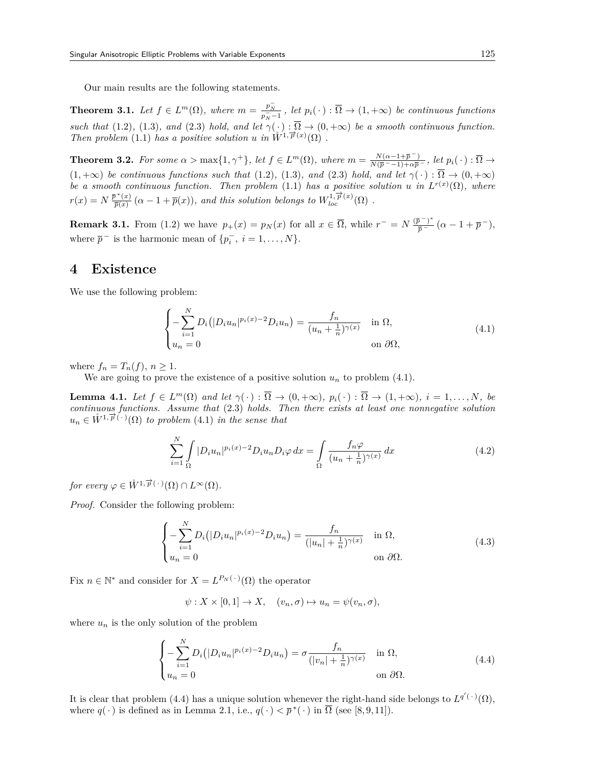Our main results are the following statements.

**Theorem 3.1.** *Let $f \in L^m(\Omega)$, where $m = \frac{p_N^-}{p_N^- - 1}$, let $p_i(\cdot) : \overline{\Omega} \to (1, +\infty)$ be continuous functions such that (1.2), (1.3), and (2.3) hold, and let $\gamma(\cdot) : \overline{\Omega} \to (0, +\infty)$ be a smooth continuous function. Then problem (1.1) has a positive solution $u$ in $\mathring{W}^{1,\overrightarrow{p}(x)}(\Omega)$.*

**Theorem 3.2.** *For some $\alpha > \max\{1, \gamma^+\}$, let $f \in L^m(\Omega)$, where $m = \frac{N(\alpha - 1 + \overline{p}^-)}{N(\overline{p}^- - 1) + \alpha \overline{p}^-}$, let $p_i(\cdot) : \overline{\Omega} \to (1, +\infty)$ be continuous functions such that (1.2), (1.3), and (2.3) hold, and let $\gamma(\cdot) : \overline{\Omega} \to (0, +\infty)$ be a smooth continuous function. Then problem (1.1) has a positive solution $u$ in $L^{r(x)}(\Omega)$, where $r(x) = N \frac{\overline{p}^*(x)}{\overline{p}(x)} (\alpha - 1 + \overline{p}(x))$, and this solution belongs to $W^{1,\overrightarrow{p}(x)}_{loc}(\Omega)$.*

**Remark 3.1.** From (1.2) we have $p_+(x) = p_N(x)$ for all $x \in \overline{\Omega}$, while $r^- = N \frac{(\overline{p}^-)^*}{\overline{p}^-} (\alpha - 1 + \overline{p}^-)$, where $\overline{p}^-$ is the harmonic mean of $\{p_i^-, \ i = 1, \dots, N\}$.

# 4 Existence

We use the following problem:

$$\begin{cases} -\displaystyle\sum_{i=1}^{N} D_i\big(|D_i u_n|^{p_i(x)-2} D_i u_n\big) = \frac{f_n}{(u_n + \frac{1}{n})^{\gamma(x)}} & \text{in } \Omega, \\ u_n = 0 & \text{on } \partial\Omega, \end{cases} \tag{4.1}$$

where $f_n = T_n(f)$, $n \geq 1$.

We are going to prove the existence of a positive solution $u_n$ to problem (4.1).

**Lemma 4.1.** *Let $f \in L^m(\Omega)$ and let $\gamma(\cdot) : \overline{\Omega} \to (0, +\infty)$, $p_i(\cdot) : \overline{\Omega} \to (1, +\infty)$, $i = 1, \dots, N$, be continuous functions. Assume that (2.3) holds. Then there exists at least one nonnegative solution $u_n \in \mathring{W}^{1,\overrightarrow{p}(\cdot)}(\Omega)$ to problem (4.1) in the sense that*

$$\sum_{i=1}^{N} \int_{\Omega} |D_i u_n|^{p_i(x)-2} D_i u_n D_i \varphi \, dx = \int_{\Omega} \frac{f_n \varphi}{(u_n + \frac{1}{n})^{\gamma(x)}} \, dx \tag{4.2}$$

*for every $\varphi \in \mathring{W}^{1,\overrightarrow{p}(\cdot)}(\Omega) \cap L^\infty(\Omega)$.*

*Proof.* Consider the following problem:

$$\begin{cases} -\displaystyle\sum_{i=1}^{N} D_i\big(|D_i u_n|^{p_i(x)-2} D_i u_n\big) = \frac{f_n}{(|u_n| + \frac{1}{n})^{\gamma(x)}} & \text{in } \Omega, \\ u_n = 0 & \text{on } \partial\Omega. \end{cases} \tag{4.3}$$

Fix $n \in \mathbb{N}^*$ and consider for $X = L^{P_N(\cdot)}(\Omega)$ the operator

$$\psi : X \times [0, 1] \to X, \quad (v_n, \sigma) \mapsto u_n = \psi(v_n, \sigma),$$

where $u_n$ is the only solution of the problem

$$\begin{cases} -\displaystyle\sum_{i=1}^{N} D_i\big(|D_i u_n|^{p_i(x)-2} D_i u_n\big) = \sigma \frac{f_n}{(|v_n| + \frac{1}{n})^{\gamma(x)}} & \text{in } \Omega, \\ u_n = 0 & \text{on } \partial\Omega. \end{cases} \tag{4.4}$$

It is clear that problem (4.4) has a unique solution whenever the right-hand side belongs to $L^{q'(\cdot)}(\Omega)$, where $q(\cdot)$ is defined as in Lemma 2.1, i.e., $q(\cdot) < \overline{p}^*(\cdot)$ in $\overline{\Omega}$ (see [8, 9, 11]).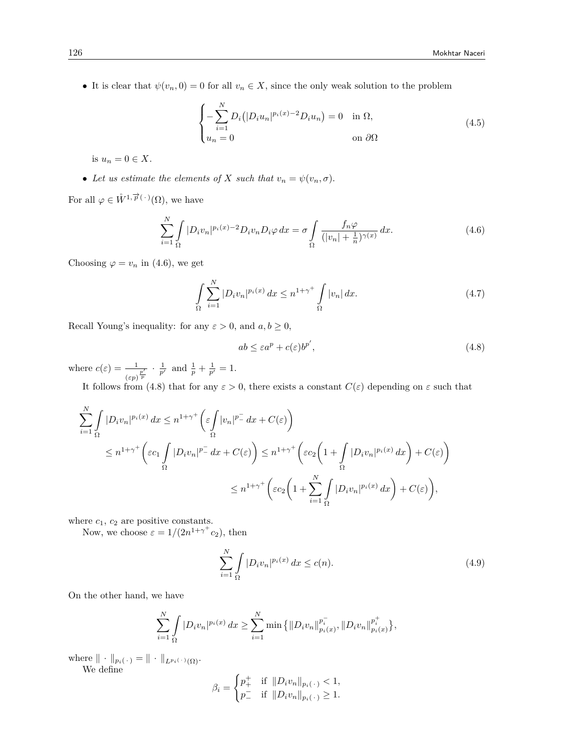- It is clear that $\psi(v_n, 0) = 0$ for all $v_n \in X$, since the only weak solution to the problem

$$\begin{cases} -\sum_{i=1}^{N} D_i\big(|D_i u_n|^{p_i(x)-2} D_i u_n\big) = 0 & \text{in } \Omega, \\ u_n = 0 & \text{on } \partial\Omega \end{cases} \tag{4.5}$$

is $u_n = 0 \in X$.

- *Let us estimate the elements of $X$ such that $v_n = \psi(v_n, \sigma)$.*

For all $\varphi \in \mathring{W}^{1,\overrightarrow{p}(\cdot)}(\Omega)$, we have

$$\sum_{i=1}^{N} \int_{\Omega} |D_i v_n|^{p_i(x)-2} D_i v_n D_i \varphi \, dx = \sigma \int_{\Omega} \frac{f_n \varphi}{(|v_n| + \frac{1}{n})^{\gamma(x)}} \, dx. \tag{4.6}$$

Choosing $\varphi = v_n$ in (4.6), we get

$$\int_{\Omega} \sum_{i=1}^{N} |D_i v_n|^{p_i(x)} \, dx \leq n^{1+\gamma^+} \int_{\Omega} |v_n| \, dx. \tag{4.7}$$

Recall Young's inequality: for any $\varepsilon > 0$, and $a, b \geq 0$,

$$ab \leq \varepsilon a^p + c(\varepsilon) b^{p'}, \tag{4.8}$$

where $c(\varepsilon) = \frac{1}{(\varepsilon p)^{\frac{p'}{p}}} \cdot \frac{1}{p'}$ and $\frac{1}{p} + \frac{1}{p'} = 1$.

It follows from (4.8) that for any $\varepsilon > 0$, there exists a constant $C(\varepsilon)$ depending on $\varepsilon$ such that

$$\begin{aligned} \sum_{i=1}^{N} \int_{\Omega} |D_i v_n|^{p_i(x)} \, dx &\leq n^{1+\gamma^+} \Big( \varepsilon \int_{\Omega} |v_n|^{p_-^-} \, dx + C(\varepsilon) \Big) \\ &\leq n^{1+\gamma^+} \Big( \varepsilon c_1 \int_{\Omega} |D_i v_n|^{p_-^-} \, dx + C(\varepsilon) \Big) \leq n^{1+\gamma^+} \Big( \varepsilon c_2 \Big( 1 + \int_{\Omega} |D_i v_n|^{p_i(x)} \, dx \Big) + C(\varepsilon) \Big) \\ &\leq n^{1+\gamma^+} \Big( \varepsilon c_2 \Big( 1 + \sum_{i=1}^{N} \int_{\Omega} |D_i v_n|^{p_i(x)} \, dx \Big) + C(\varepsilon) \Big), \end{aligned}$$

where $c_1$, $c_2$ are positive constants.

Now, we choose $\varepsilon = 1/(2n^{1+\gamma^+} c_2)$, then

$$\sum_{i=1}^{N} \int_{\Omega} |D_i v_n|^{p_i(x)} \, dx \leq c(n). \tag{4.9}$$

On the other hand, we have

$$\sum_{i=1}^{N} \int_{\Omega} |D_i v_n|^{p_i(x)} \, dx \geq \sum_{i=1}^{N} \min \big\{ \|D_i v_n\|_{p_i(x)}^{p_i^-}, \|D_i v_n\|_{p_i(x)}^{p_i^+} \big\},$$

where $\| \cdot \|_{p_i(\cdot)} = \| \cdot \|_{L^{p_i(\cdot)}(\Omega)}$.

We define

$$\beta_i = \begin{cases} p_+^+ & \text{if } \|D_i v_n\|_{p_i(\cdot)} < 1, \\ p_-^- & \text{if } \|D_i v_n\|_{p_i(\cdot)} \geq 1. \end{cases}$$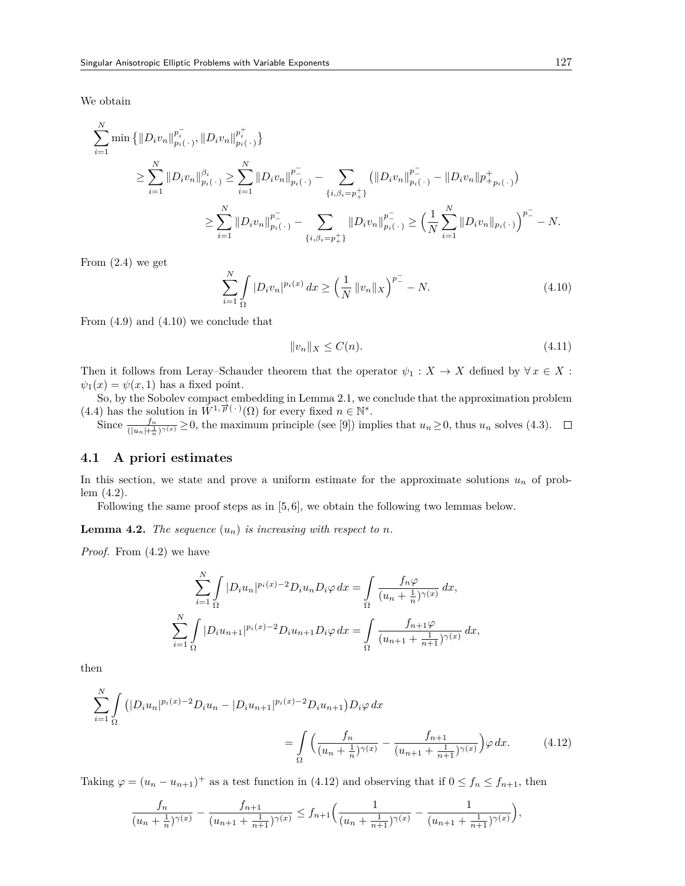We obtain

$$
\begin{aligned}
&\sum_{i=1}^{N} \min\left\{\|D_i v_n\|_{p_i(\,\cdot\,)}^{p_i^-}, \|D_i v_n\|_{p_i(\,\cdot\,)}^{p_i^+}\right\} \\
&\qquad \geq \sum_{i=1}^{N} \|D_i v_n\|_{p_i(\,\cdot\,)}^{\beta_i} \geq \sum_{i=1}^{N} \|D_i v_n\|_{p_i(\,\cdot\,)}^{p_-^-} - \sum_{\{i,\beta_i = p_+^+\}} \left(\|D_i v_n\|_{p_i(\,\cdot\,)}^{p_-^-} - \|D_i v_n\|p_{+\,p_i(\,\cdot\,)}^{+}\right) \\
&\qquad\qquad \geq \sum_{i=1}^{N} \|D_i v_n\|_{p_i(\,\cdot\,)}^{p_-^-} - \sum_{\{i,\beta_i = p_+^+\}} \|D_i v_n\|_{p_i(\,\cdot\,)}^{p_-^-} \geq \Big(\frac{1}{N}\sum_{i=1}^{N} \|D_i v_n\|_{p_i(\,\cdot\,)}\Big)^{p_-^-} - N.
\end{aligned}
$$

From (2.4) we get

$$
\sum_{i=1}^{N} \int_{\Omega} |D_i v_n|^{p_i(x)}\, dx \geq \Big(\frac{1}{N}\, \|v_n\|_X\Big)^{p_-^-} - N. \tag{4.10}
$$

From (4.9) and (4.10) we conclude that

$$
\|v_n\|_X \leq C(n). \tag{4.11}
$$

Then it follows from Leray–Schauder theorem that the operator $\psi_1 : X \to X$ defined by $\forall\, x \in X$ : $\psi_1(x) = \psi(x, 1)$ has a fixed point.

So, by the Sobolev compact embedding in Lemma 2.1, we conclude that the approximation problem (4.4) has the solution in $W^{1,\vec{p}(\,\cdot\,)}(\Omega)$ for every fixed $n \in \mathbb{N}^*$.

Since $\frac{f_n}{(|u_n|+\frac{1}{n})^{\gamma(x)}} \geq 0$, the maximum principle (see [9]) implies that $u_n \geq 0$, thus $u_n$ solves (4.3). $\square$

## 4.1 A priori estimates

In this section, we state and prove a uniform estimate for the approximate solutions $u_n$ of problem (4.2).

Following the same proof steps as in [5,6], we obtain the following two lemmas below.

**Lemma 4.2.** *The sequence $(u_n)$ is increasing with respect to $n$.*

*Proof.* From (4.2) we have

$$
\sum_{i=1}^{N} \int_{\Omega} |D_i u_n|^{p_i(x)-2} D_i u_n D_i \varphi\, dx = \int_{\Omega} \frac{f_n \varphi}{(u_n + \frac{1}{n})^{\gamma(x)}}\, dx,
$$

$$
\sum_{i=1}^{N} \int_{\Omega} |D_i u_{n+1}|^{p_i(x)-2} D_i u_{n+1} D_i \varphi\, dx = \int_{\Omega} \frac{f_{n+1} \varphi}{(u_{n+1} + \frac{1}{n+1})^{\gamma(x)}}\, dx,
$$

then

$$
\begin{aligned}
\sum_{i=1}^{N} \int_{\Omega} &\big(|D_i u_n|^{p_i(x)-2} D_i u_n - |D_i u_{n+1}|^{p_i(x)-2} D_i u_{n+1}\big) D_i \varphi\, dx \\
&= \int_{\Omega} \Big(\frac{f_n}{(u_n + \frac{1}{n})^{\gamma(x)}} - \frac{f_{n+1}}{(u_{n+1} + \frac{1}{n+1})^{\gamma(x)}}\Big) \varphi\, dx.
\end{aligned} \tag{4.12}
$$

Taking $\varphi = (u_n - u_{n+1})^+$ as a test function in (4.12) and observing that if $0 \leq f_n \leq f_{n+1}$, then

$$
\frac{f_n}{(u_n + \frac{1}{n})^{\gamma(x)}} - \frac{f_{n+1}}{(u_{n+1} + \frac{1}{n+1})^{\gamma(x)}} \leq f_{n+1} \Big(\frac{1}{(u_n + \frac{1}{n+1})^{\gamma(x)}} - \frac{1}{(u_{n+1} + \frac{1}{n+1})^{\gamma(x)}}\Big),
$$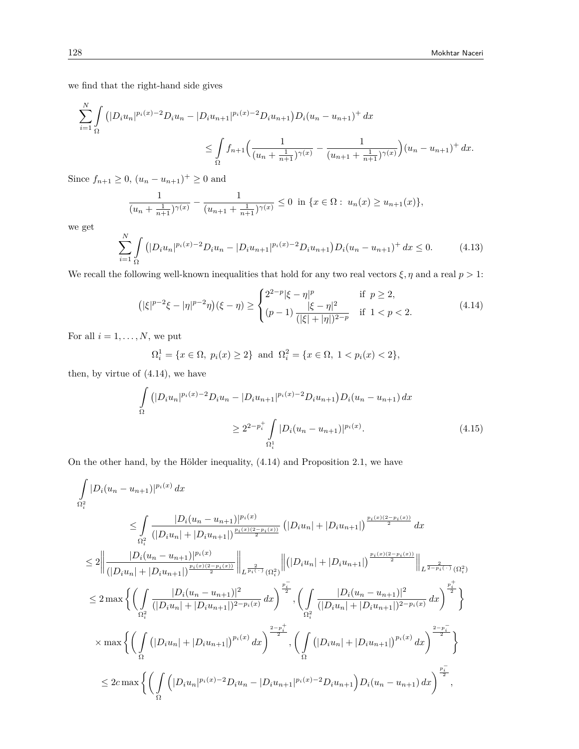we find that the right-hand side gives

$$\sum_{i=1}^{N}\int_{\Omega}\left(|D_iu_n|^{p_i(x)-2}D_iu_n-|D_iu_{n+1}|^{p_i(x)-2}D_iu_{n+1}\right)D_i(u_n-u_{n+1})^+\,dx$$
$$\leq \int_{\Omega} f_{n+1}\Big(\frac{1}{(u_n+\frac{1}{n+1})^{\gamma(x)}}-\frac{1}{(u_{n+1}+\frac{1}{n+1})^{\gamma(x)}}\Big)(u_n-u_{n+1})^+\,dx.$$

Since $f_{n+1}\geq 0$, $(u_n-u_{n+1})^+\geq 0$ and

$$\frac{1}{(u_n+\frac{1}{n+1})^{\gamma(x)}}-\frac{1}{(u_{n+1}+\frac{1}{n+1})^{\gamma(x)}}\leq 0\ \text{ in } \{x\in\Omega:\ u_n(x)\geq u_{n+1}(x)\},$$

we get

$$\sum_{i=1}^{N}\int_{\Omega}\left(|D_iu_n|^{p_i(x)-2}D_iu_n-|D_iu_{n+1}|^{p_i(x)-2}D_iu_{n+1}\right)D_i(u_n-u_{n+1})^+\,dx\leq 0. \tag{4.13}$$

We recall the following well-known inequalities that hold for any two real vectors $\xi,\eta$ and a real $p>1$:

$$\left(|\xi|^{p-2}\xi-|\eta|^{p-2}\eta\right)(\xi-\eta)\geq\begin{cases}2^{2-p}|\xi-\eta|^p & \text{if } p\geq 2,\\ (p-1)\,\dfrac{|\xi-\eta|^2}{(|\xi|+|\eta|)^{2-p}} & \text{if } 1<p<2.\end{cases} \tag{4.14}$$

For all $i=1,\dots,N$, we put

$$\Omega_i^1=\{x\in\Omega,\ p_i(x)\geq 2\}\ \text{ and }\ \Omega_i^2=\{x\in\Omega,\ 1<p_i(x)<2\},$$

then, by virtue of (4.14), we have

$$\int_{\Omega}\left(|D_iu_n|^{p_i(x)-2}D_iu_n-|D_iu_{n+1}|^{p_i(x)-2}D_iu_{n+1}\right)D_i(u_n-u_{n+1})\,dx$$
$$\geq 2^{2-p_i^+}\int_{\Omega_i^1}|D_i(u_n-u_{n+1})|^{p_i(x)}. \tag{4.15}$$

On the other hand, by the Hölder inequality, (4.14) and Proposition 2.1, we have

$$\begin{aligned}
&\int_{\Omega_i^2}|D_i(u_n-u_{n+1})|^{p_i(x)}\,dx\\
&\leq \int_{\Omega_i^2}\frac{|D_i(u_n-u_{n+1})|^{p_i(x)}}{(|D_iu_n|+|D_iu_{n+1}|)^{\frac{p_i(x)(2-p_i(x))}{2}}}\left(|D_iu_n|+|D_iu_{n+1}|\right)^{\frac{p_i(x)(2-p_i(x))}{2}}\,dx\\
&\leq 2\left\|\frac{|D_i(u_n-u_{n+1})|^{p_i(x)}}{(|D_iu_n|+|D_iu_{n+1}|)^{\frac{p_i(x)(2-p_i(x))}{2}}}\right\|_{L^{\frac{2}{p_i(\cdot)}}(\Omega_i^2)}\left\|\left(|D_iu_n|+|D_iu_{n+1}|\right)^{\frac{p_i(x)(2-p_i(x))}{2}}\right\|_{L^{\frac{2}{2-p_i(\cdot)}}(\Omega_i^2)}\\
&\leq 2\max\left\{\left(\int_{\Omega_i^2}\frac{|D_i(u_n-u_{n+1})|^2}{(|D_iu_n|+|D_iu_{n+1}|)^{2-p_i(x)}}\,dx\right)^{\frac{p_i^-}{2}},\left(\int_{\Omega_i^2}\frac{|D_i(u_n-u_{n+1})|^2}{(|D_iu_n|+|D_iu_{n+1}|)^{2-p_i(x)}}\,dx\right)^{\frac{p_i^+}{2}}\right\}\\
&\quad\times\max\left\{\left(\int_{\Omega}\left(|D_iu_n|+|D_iu_{n+1}|\right)^{p_i(x)}\,dx\right)^{\frac{2-p_i^+}{2}},\left(\int_{\Omega}\left(|D_iu_n|+|D_iu_{n+1}|\right)^{p_i(x)}\,dx\right)^{\frac{2-p_i^-}{2}}\right\}\\
&\leq 2c\max\left\{\left(\int_{\Omega}\left(|D_iu_n|^{p_i(x)-2}D_iu_n-|D_iu_{n+1}|^{p_i(x)-2}D_iu_{n+1}\right)D_i(u_n-u_{n+1})\,dx\right)^{\frac{p_i^-}{2}},\right.
\end{aligned}$$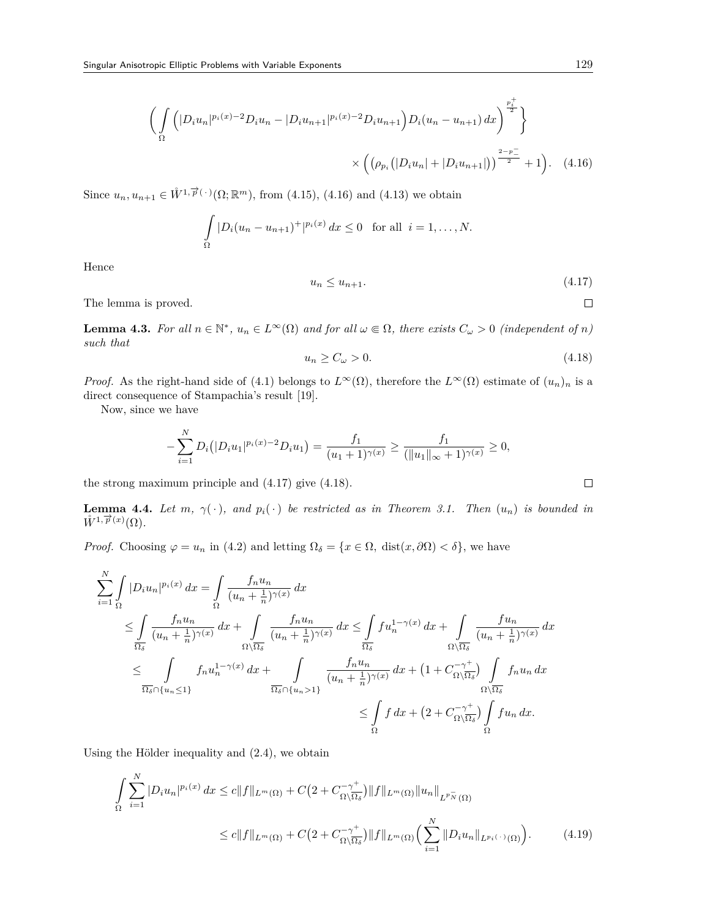$$
\Big( \int_\Omega \Big( |D_i u_n|^{p_i(x)-2} D_i u_n - |D_i u_{n+1}|^{p_i(x)-2} D_i u_{n+1} \Big) D_i(u_n - u_{n+1})\, dx \Big)^{\frac{p_i^+}{2}} \Bigg\}
$$

$$
\times \Big( \big( \rho_{p_i}\big( |D_i u_n| + |D_i u_{n+1}| \big) \big)^{\frac{2-p_-^-}{2}} + 1 \Big). \quad (4.16)
$$

Since $u_n, u_{n+1} \in \mathring{W}^{1,\vec{p}(\,\cdot\,)}(\Omega; \mathbb{R}^m)$, from (4.15), (4.16) and (4.13) we obtain

$$
\int_\Omega |D_i (u_n - u_{n+1})^+|^{p_i(x)}\, dx \le 0 \quad \text{for all } \; i = 1, \dots, N.
$$

Hence

$$
u_n \le u_{n+1}. \quad (4.17)
$$

The lemma is proved. ☐

**Lemma 4.3.** *For all $n \in \mathbb{N}^*$, $u_n \in L^\infty(\Omega)$ and for all $\omega \Subset \Omega$, there exists $C_\omega > 0$ (independent of $n$) such that*

$$
u_n \ge C_\omega > 0. \quad (4.18)
$$

*Proof.* As the right-hand side of (4.1) belongs to $L^\infty(\Omega)$, therefore the $L^\infty(\Omega)$ estimate of $(u_n)_n$ is a direct consequence of Stampachia's result [19].

Now, since we have

$$
-\sum_{i=1}^N D_i\big( |D_i u_1|^{p_i(x)-2} D_i u_1 \big) = \frac{f_1}{(u_1 + 1)^{\gamma(x)}} \ge \frac{f_1}{(\|u_1\|_\infty + 1)^{\gamma(x)}} \ge 0,
$$

the strong maximum principle and (4.17) give (4.18). ☐

**Lemma 4.4.** *Let $m$, $\gamma(\,\cdot\,)$, and $p_i(\,\cdot\,)$ be restricted as in Theorem 3.1. Then $(u_n)$ is bounded in $\mathring{W}^{1,\vec{p}(x)}(\Omega)$.*

*Proof.* Choosing $\varphi = u_n$ in (4.2) and letting $\Omega_\delta = \{x \in \Omega,\ \mathrm{dist}(x, \partial\Omega) < \delta\}$, we have

$$
\begin{aligned}
\sum_{i=1}^N \int_\Omega |D_i u_n|^{p_i(x)}\, dx &= \int_\Omega \frac{f_n u_n}{(u_n + \frac{1}{n})^{\gamma(x)}}\, dx \\
&\le \int_{\overline{\Omega_\delta}} \frac{f_n u_n}{(u_n + \frac{1}{n})^{\gamma(x)}}\, dx + \int_{\Omega \setminus \overline{\Omega_\delta}} \frac{f_n u_n}{(u_n + \frac{1}{n})^{\gamma(x)}}\, dx \le \int_{\overline{\Omega_\delta}} f u_n^{1-\gamma(x)}\, dx + \int_{\Omega \setminus \overline{\Omega_\delta}} \frac{f u_n}{(u_n + \frac{1}{n})^{\gamma(x)}}\, dx \\
&\le \int_{\overline{\Omega_\delta} \cap \{u_n \le 1\}} f_n u_n^{1-\gamma(x)}\, dx + \int_{\overline{\Omega_\delta} \cap \{u_n > 1\}} \frac{f_n u_n}{(u_n + \frac{1}{n})^{\gamma(x)}}\, dx + \big(1 + C_{\Omega \setminus \overline{\Omega_\delta}}^{-\gamma^+}\big) \int_{\Omega \setminus \overline{\Omega_\delta}} f_n u_n\, dx \\
&\le \int_\Omega f\, dx + \big(2 + C_{\Omega \setminus \overline{\Omega_\delta}}^{-\gamma^+}\big) \int_\Omega f u_n\, dx.
\end{aligned}
$$

Using the Hölder inequality and (2.4), we obtain

$$
\begin{aligned}
\int_\Omega \sum_{i=1}^N |D_i u_n|^{p_i(x)}\, dx &\le c\|f\|_{L^m(\Omega)} + C\big(2 + C_{\Omega \setminus \overline{\Omega_\delta}}^{-\gamma^+}\big) \|f\|_{L^m(\Omega)} \|u_n\|_{L^{p_N^-}(\Omega)} \\
&\le c\|f\|_{L^m(\Omega)} + C\big(2 + C_{\Omega \setminus \overline{\Omega_\delta}}^{-\gamma^+}\big) \|f\|_{L^m(\Omega)} \Big( \sum_{i=1}^N \|D_i u_n\|_{L^{p_i(\cdot)}(\Omega)} \Big). \quad (4.19)
\end{aligned}
$$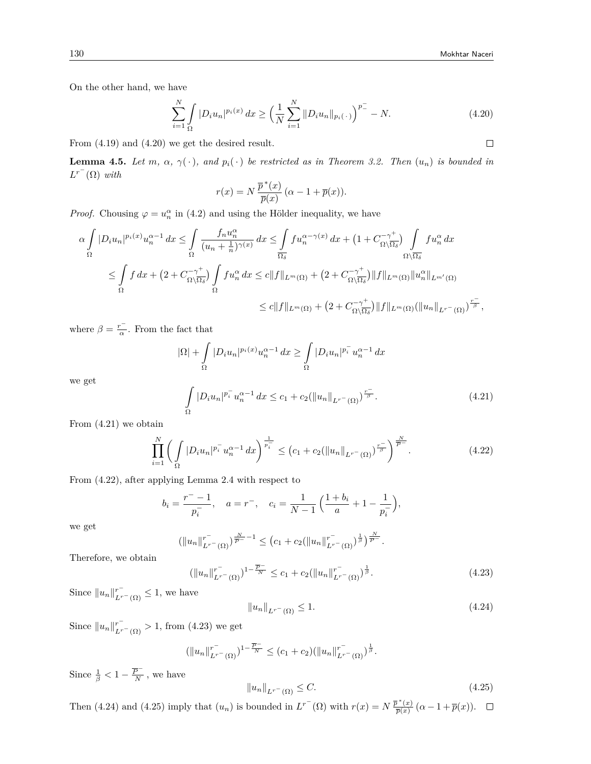On the other hand, we have

$$\sum_{i=1}^{N} \int_{\Omega} |D_i u_n|^{p_i(x)}\,dx \geq \Big(\frac{1}{N}\sum_{i=1}^{N} \|D_i u_n\|_{p_i(\,\cdot\,)}\Big)^{p_-^-} - N. \tag{4.20}$$

From (4.19) and (4.20) we get the desired result. ◻

**Lemma 4.5.** *Let $m$, $\alpha$, $\gamma(\,\cdot\,)$, and $p_i(\,\cdot\,)$ be restricted as in Theorem 3.2. Then $(u_n)$ is bounded in $L^{r^-}(\Omega)$ with*

$$r(x) = N\,\frac{\overline{p}^{\,*}(x)}{\overline{p}(x)}\,(\alpha - 1 + \overline{p}(x)).$$

*Proof.* Chousing $\varphi = u_n^\alpha$ in (4.2) and using the Hölder inequality, we have

$$\begin{aligned}
\alpha \int_{\Omega} |D_i u_n|^{p_i(x)} u_n^{\alpha-1}\,dx &\leq \int_{\Omega} \frac{f_n u_n^\alpha}{(u_n+\frac{1}{n})^{\gamma(x)}}\,dx \leq \int_{\overline{\Omega_\delta}} f u_n^{\alpha-\gamma(x)}\,dx + \big(1 + C^{-\gamma^+}_{\Omega\setminus\overline{\Omega_\delta}}\big) \int_{\Omega\setminus\overline{\Omega_\delta}} f u_n^\alpha\,dx \\
&\leq \int_{\Omega} f\,dx + \big(2 + C^{-\gamma^+}_{\Omega\setminus\overline{\Omega_\delta}}\big) \int_{\Omega} f u_n^\alpha\,dx \leq c\|f\|_{L^m(\Omega)} + \big(2 + C^{-\gamma^+}_{\Omega\setminus\overline{\Omega_\delta}}\big)\|f\|_{L^m(\Omega)}\|u_n^\alpha\|_{L^{m'}(\Omega)} \\
&\leq c\|f\|_{L^m(\Omega)} + \big(2 + C^{-\gamma^+}_{\Omega\setminus\overline{\Omega_\delta}}\big)\|f\|_{L^m(\Omega)}(\|u_n\|_{L^{r^-}(\Omega)})^{\frac{r^-}{\beta}},
\end{aligned}$$

where $\beta = \frac{r^-}{\alpha}$. From the fact that

$$|\Omega| + \int_{\Omega} |D_i u_n|^{p_i(x)} u_n^{\alpha-1}\,dx \geq \int_{\Omega} |D_i u_n|^{p_i^-} u_n^{\alpha-1}\,dx$$

we get

$$\int_{\Omega} |D_i u_n|^{p_i^-} u_n^{\alpha-1}\,dx \leq c_1 + c_2(\|u_n\|_{L^{r^-}(\Omega)})^{\frac{r^-}{\beta}}. \tag{4.21}$$

From (4.21) we obtain

$$\prod_{i=1}^{N} \Big(\int_{\Omega} |D_i u_n|^{p_i^-} u_n^{\alpha-1}\,dx\Big)^{\frac{1}{p_i^-}} \leq \Big(c_1 + c_2(\|u_n\|_{L^{r^-}(\Omega)})^{\frac{r^-}{\beta}}\Big)^{\frac{N}{\overline{p}^-}}. \tag{4.22}$$

From (4.22), after applying Lemma 2.4 with respect to

$$b_i = \frac{r^- - 1}{p_i^-}, \quad a = r^-, \quad c_i = \frac{1}{N-1}\Big(\frac{1+b_i}{a} + 1 - \frac{1}{p_i^-}\Big),$$

we get

$$(\|u_n\|^{r^-}_{L^{r^-}(\Omega)})^{\frac{N}{\overline{p}^-}-1} \leq \big(c_1 + c_2(\|u_n\|^{r^-}_{L^{r^-}(\Omega)})^{\frac{1}{\beta}}\big)^{\frac{N}{\overline{p}^-}}.$$

Therefore, we obtain

$$(\|u_n\|^{r^-}_{L^{r^-}(\Omega)})^{1-\frac{\overline{p}^-}{N}} \leq c_1 + c_2(\|u_n\|^{r^-}_{L^{r^-}(\Omega)})^{\frac{1}{\beta}}. \tag{4.23}$$

Since $\|u_n\|^{r^-}_{L^{r^-}(\Omega)} \leq 1$, we have

$$\|u_n\|_{L^{r^-}(\Omega)} \leq 1. \tag{4.24}$$

Since $\|u_n\|^{r^-}_{L^{r^-}(\Omega)} > 1$, from (4.23) we get

$$(\|u_n\|^{r^-}_{L^{r^-}(\Omega)})^{1-\frac{\overline{p}^-}{N}} \leq (c_1 + c_2)(\|u_n\|^{r^-}_{L^{r^-}(\Omega)})^{\frac{1}{\beta}}.$$

Since $\frac{1}{\beta} < 1 - \frac{\overline{p}^-}{N}$, we have

$$\|u_n\|_{L^{r^-}(\Omega)} \leq C. \tag{4.25}$$

Then (4.24) and (4.25) imply that $(u_n)$ is bounded in $L^{r^-}(\Omega)$ with $r(x) = N\,\frac{\overline{p}^{\,*}(x)}{\overline{p}(x)}\,(\alpha - 1 + \overline{p}(x))$. ◻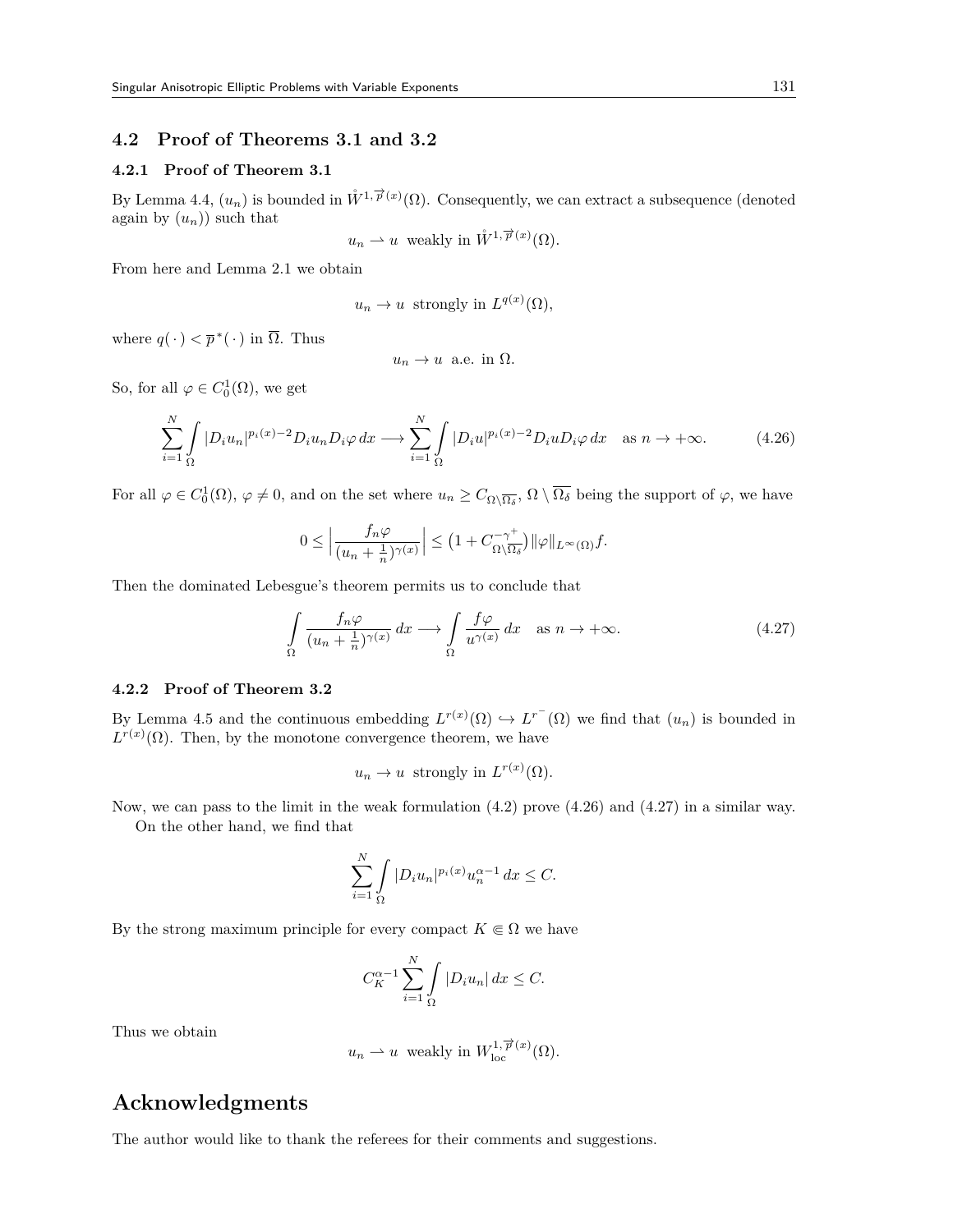## 4.2 Proof of Theorems 3.1 and 3.2

### 4.2.1 Proof of Theorem 3.1

By Lemma 4.4, $(u_n)$ is bounded in $\mathring{W}^{1,\overrightarrow{p}(x)}(\Omega)$. Consequently, we can extract a subsequence (denoted again by $(u_n)$) such that

$$u_n \rightharpoonup u \text{ weakly in } \mathring{W}^{1,\overrightarrow{p}(x)}(\Omega).$$

From here and Lemma 2.1 we obtain

$$u_n \to u \text{ strongly in } L^{q(x)}(\Omega),$$

where $q(\cdot) < \overline{p}^*(\cdot)$ in $\overline{\Omega}$. Thus

$$u_n \to u \text{ a.e. in } \Omega.$$

So, for all $\varphi \in C_0^1(\Omega)$, we get

$$\sum_{i=1}^{N} \int_{\Omega} |D_i u_n|^{p_i(x)-2} D_i u_n D_i \varphi \, dx \longrightarrow \sum_{i=1}^{N} \int_{\Omega} |D_i u|^{p_i(x)-2} D_i u D_i \varphi \, dx \quad \text{as } n \to +\infty. \tag{4.26}$$

For all $\varphi \in C_0^1(\Omega)$, $\varphi \neq 0$, and on the set where $u_n \geq C_{\Omega \setminus \overline{\Omega_\delta}}$, $\Omega \setminus \overline{\Omega_\delta}$ being the support of $\varphi$, we have

$$0 \leq \Big| \frac{f_n \varphi}{(u_n + \frac{1}{n})^{\gamma(x)}} \Big| \leq \big(1 + C_{\Omega \setminus \overline{\Omega_\delta}}^{-\gamma^+}\big) \|\varphi\|_{L^\infty(\Omega)} f.$$

Then the dominated Lebesgue's theorem permits us to conclude that

$$\int_{\Omega} \frac{f_n \varphi}{(u_n + \frac{1}{n})^{\gamma(x)}} \, dx \longrightarrow \int_{\Omega} \frac{f \varphi}{u^{\gamma(x)}} \, dx \quad \text{as } n \to +\infty. \tag{4.27}$$

### 4.2.2 Proof of Theorem 3.2

By Lemma 4.5 and the continuous embedding $L^{r(x)}(\Omega) \hookrightarrow L^{r^-}(\Omega)$ we find that $(u_n)$ is bounded in $L^{r(x)}(\Omega)$. Then, by the monotone convergence theorem, we have

$$u_n \to u \text{ strongly in } L^{r(x)}(\Omega).$$

Now, we can pass to the limit in the weak formulation (4.2) prove (4.26) and (4.27) in a similar way.

On the other hand, we find that

$$\sum_{i=1}^{N} \int_{\Omega} |D_i u_n|^{p_i(x)} u_n^{\alpha-1} \, dx \leq C.$$

By the strong maximum principle for every compact $K \Subset \Omega$ we have

$$C_K^{\alpha-1} \sum_{i=1}^{N} \int_{\Omega} |D_i u_n| \, dx \leq C.$$

Thus we obtain

$$u_n \rightharpoonup u \text{ weakly in } W_{\text{loc}}^{1,\overrightarrow{p}(x)}(\Omega).$$

# Acknowledgments

The author would like to thank the referees for their comments and suggestions.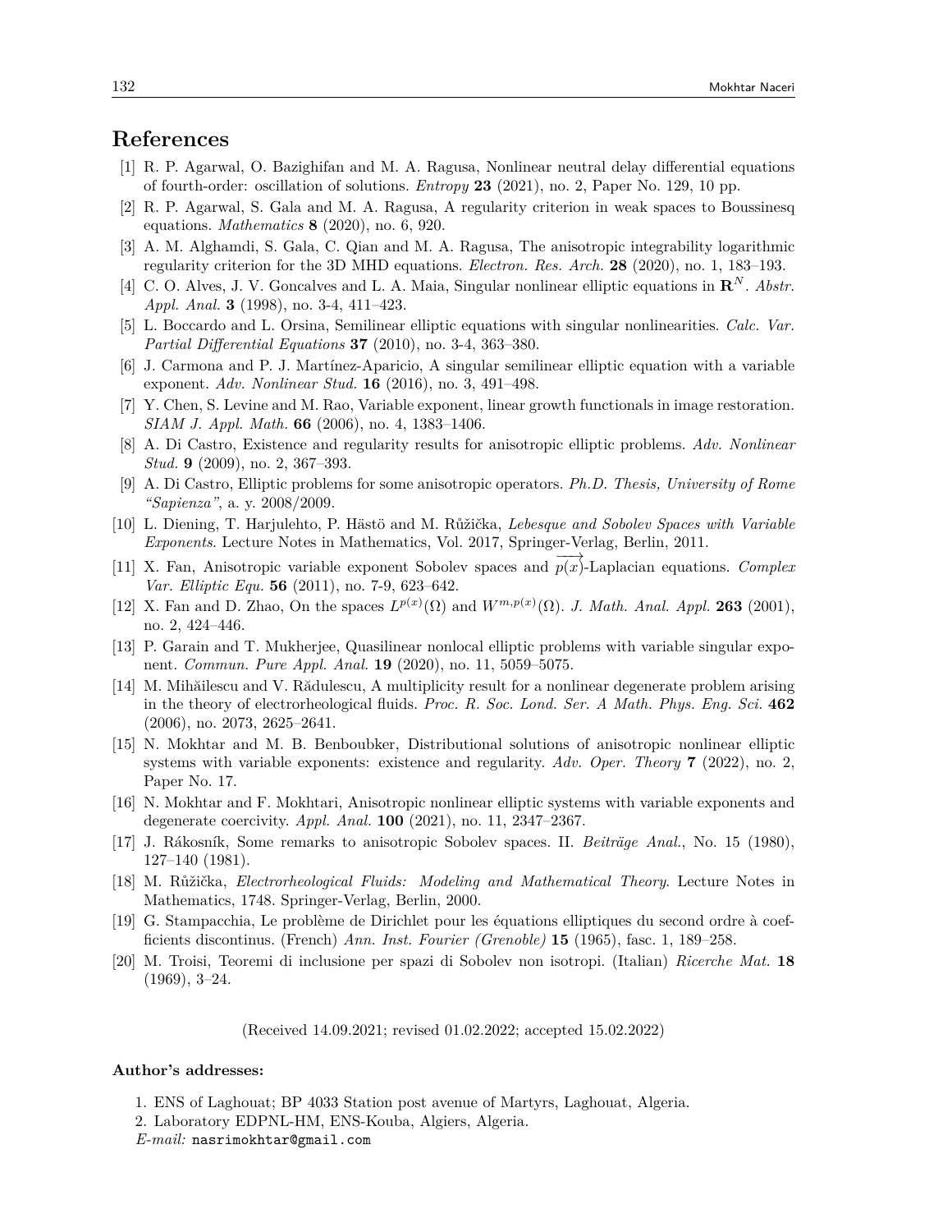## References

[1] R. P. Agarwal, O. Bazighifan and M. A. Ragusa, Nonlinear neutral delay differential equations of fourth-order: oscillation of solutions. *Entropy* **23** (2021), no. 2, Paper No. 129, 10 pp.

[2] R. P. Agarwal, S. Gala and M. A. Ragusa, A regularity criterion in weak spaces to Boussinesq equations. *Mathematics* **8** (2020), no. 6, 920.

[3] A. M. Alghamdi, S. Gala, C. Qian and M. A. Ragusa, The anisotropic integrability logarithmic regularity criterion for the 3D MHD equations. *Electron. Res. Arch.* **28** (2020), no. 1, 183–193.

[4] C. O. Alves, J. V. Goncalves and L. A. Maia, Singular nonlinear elliptic equations in $\mathbf{R}^N$. *Abstr. Appl. Anal.* **3** (1998), no. 3-4, 411–423.

[5] L. Boccardo and L. Orsina, Semilinear elliptic equations with singular nonlinearities. *Calc. Var. Partial Differential Equations* **37** (2010), no. 3-4, 363–380.

[6] J. Carmona and P. J. Martínez-Aparicio, A singular semilinear elliptic equation with a variable exponent. *Adv. Nonlinear Stud.* **16** (2016), no. 3, 491–498.

[7] Y. Chen, S. Levine and M. Rao, Variable exponent, linear growth functionals in image restoration. *SIAM J. Appl. Math.* **66** (2006), no. 4, 1383–1406.

[8] A. Di Castro, Existence and regularity results for anisotropic elliptic problems. *Adv. Nonlinear Stud.* **9** (2009), no. 2, 367–393.

[9] A. Di Castro, Elliptic problems for some anisotropic operators. *Ph.D. Thesis, University of Rome "Sapienza"*, a. y. 2008/2009.

[10] L. Diening, T. Harjulehto, P. Hästö and M. Růžička, *Lebesque and Sobolev Spaces with Variable Exponents*. Lecture Notes in Mathematics, Vol. 2017, Springer-Verlag, Berlin, 2011.

[11] X. Fan, Anisotropic variable exponent Sobolev spaces and $\overrightarrow{p(x)}$-Laplacian equations. *Complex Var. Elliptic Equ.* **56** (2011), no. 7-9, 623–642.

[12] X. Fan and D. Zhao, On the spaces $L^{p(x)}(\Omega)$ and $W^{m,p(x)}(\Omega)$. *J. Math. Anal. Appl.* **263** (2001), no. 2, 424–446.

[13] P. Garain and T. Mukherjee, Quasilinear nonlocal elliptic problems with variable singular exponent. *Commun. Pure Appl. Anal.* **19** (2020), no. 11, 5059–5075.

[14] M. Mihăilescu and V. Rădulescu, A multiplicity result for a nonlinear degenerate problem arising in the theory of electrorheological fluids. *Proc. R. Soc. Lond. Ser. A Math. Phys. Eng. Sci.* **462** (2006), no. 2073, 2625–2641.

[15] N. Mokhtar and M. B. Benboubker, Distributional solutions of anisotropic nonlinear elliptic systems with variable exponents: existence and regularity. *Adv. Oper. Theory* **7** (2022), no. 2, Paper No. 17.

[16] N. Mokhtar and F. Mokhtari, Anisotropic nonlinear elliptic systems with variable exponents and degenerate coercivity. *Appl. Anal.* **100** (2021), no. 11, 2347–2367.

[17] J. Rákosník, Some remarks to anisotropic Sobolev spaces. II. *Beiträge Anal.*, No. 15 (1980), 127–140 (1981).

[18] M. Růžička, *Electrorheological Fluids: Modeling and Mathematical Theory*. Lecture Notes in Mathematics, 1748. Springer-Verlag, Berlin, 2000.

[19] G. Stampacchia, Le problème de Dirichlet pour les équations elliptiques du second ordre à coefficients discontinus. (French) *Ann. Inst. Fourier (Grenoble)* **15** (1965), fasc. 1, 189–258.

[20] M. Troisi, Teoremi di inclusione per spazi di Sobolev non isotropi. (Italian) *Ricerche Mat.* **18** (1969), 3–24.

(Received 14.09.2021; revised 01.02.2022; accepted 15.02.2022)

**Author's addresses:**

1. ENS of Laghouat; BP 4033 Station post avenue of Martyrs, Laghouat, Algeria.
2. Laboratory EDPNL-HM, ENS-Kouba, Algiers, Algeria.

*E-mail:* nasrimokhtar@gmail.com